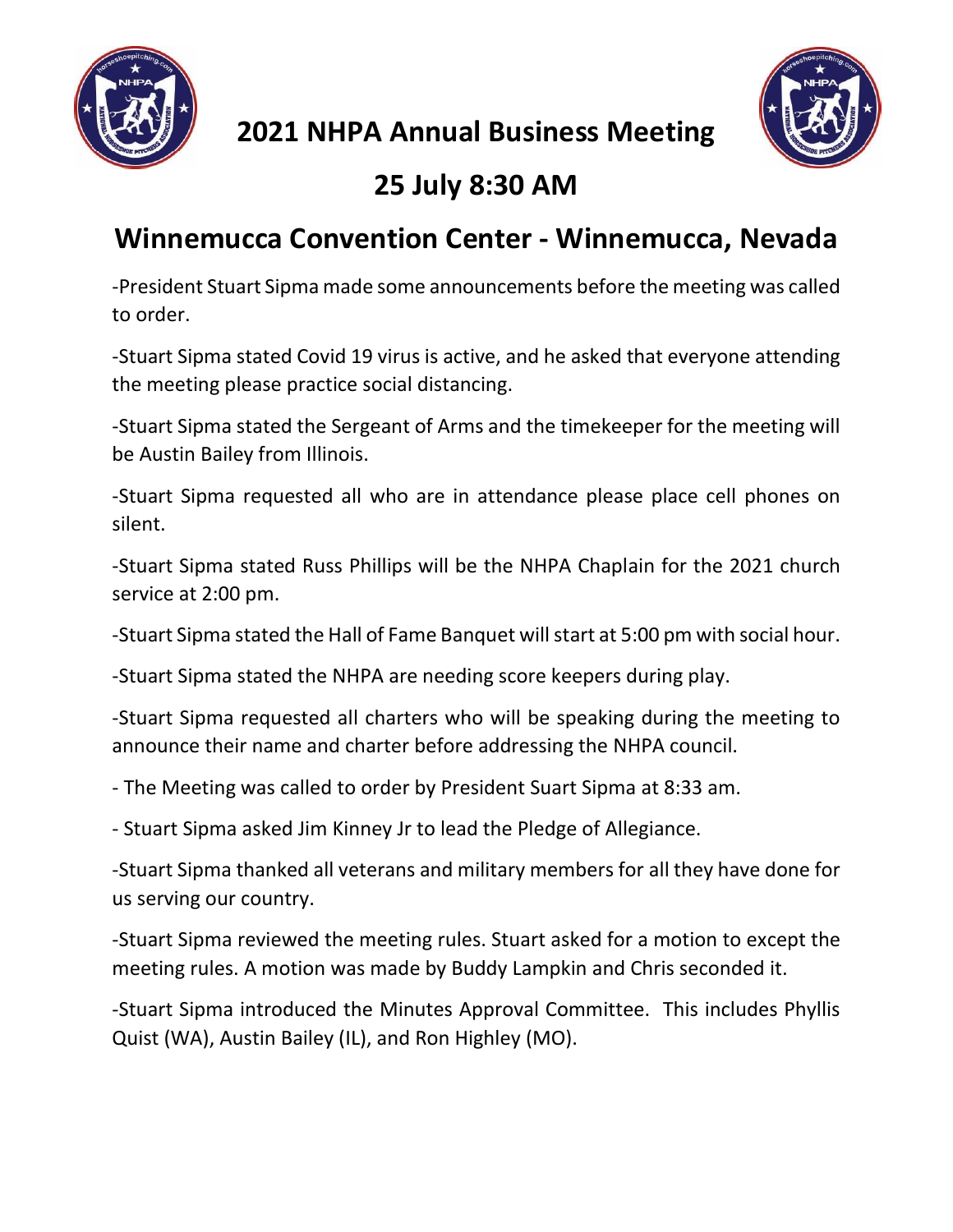# 2021 NHPA Annual Business Meeting

## 25 July 8:30 AM

## Winnemucca Convention Center - Winnemucca, Nevada

-President Stuart Sipma made some announcements before the meeting was called to order.

-Stuart Sipma stated Covid 19 virus is active, and he asked that everyone attending the meeting please practice social distancing.

-Stuart Sipma stated the Sergeant of Arms and the timekeeper for the meeting will be Austin Bailey from Illinois.

-Stuart Sipma requested all who are in attendance please place cell phones on silent.

-Stuart Sipma stated Russ Phillips will be the NHPA Chaplain for the 2021 church service at 2:00 pm.

-Stuart Sipma stated the Hall of Fame Banquet will start at 5:00 pm with social hour.

-Stuart Sipma stated the NHPA are needing score keepers during play.

-Stuart Sipma requested all charters who will be speaking during the meeting to announce their name and charter before addressing the NHPA council.

- The Meeting was called to order by President Suart Sipma at 8:33 am.

- Stuart Sipma asked Jim Kinney Jr to lead the Pledge of Allegiance.

-Stuart Sipma thanked all veterans and military members for all they have done for us serving our country.

-Stuart Sipma reviewed the meeting rules. Stuart asked for a motion to except the meeting rules. A motion was made by Buddy Lampkin and Chris seconded it.

-Stuart Sipma introduced the Minutes Approval Committee. This includes Phyllis Quist (WA), Austin Bailey (IL), and Ron Highley (MO).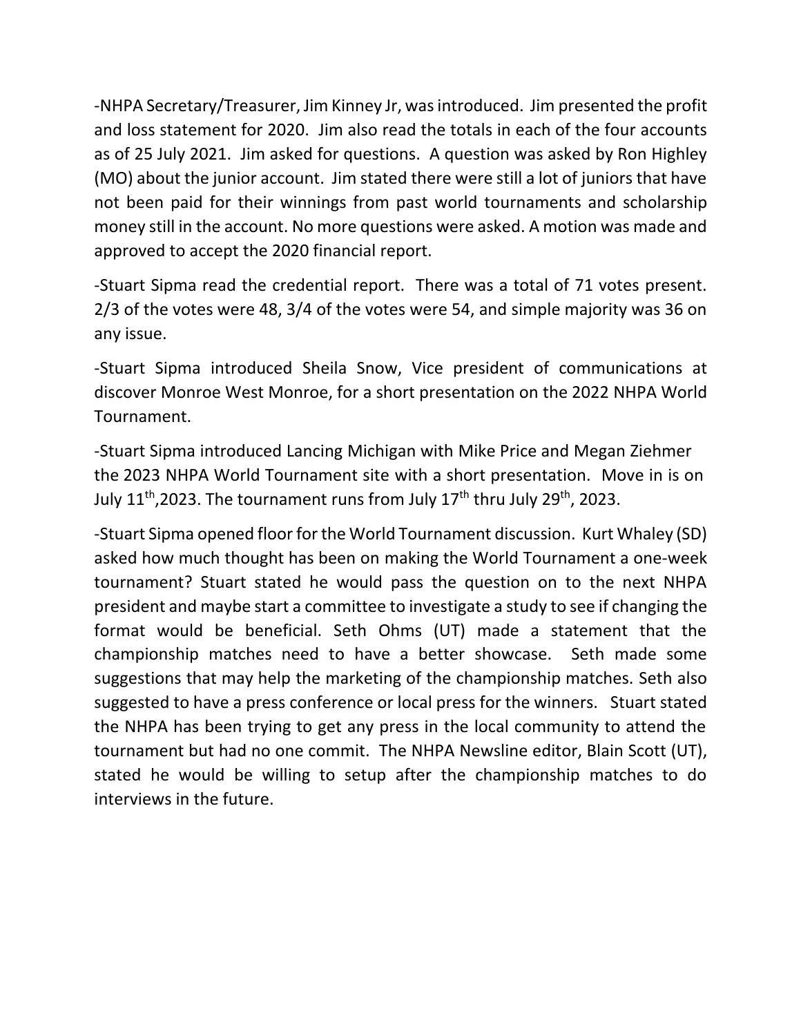-NHPA Secretary/Treasurer, Jim Kinney Jr, was introduced. Jim presented the profit and loss statement for 2020. Jim also read the totals in each of the four accounts as of 25 July 2021. Jim asked for questions. A question was asked by Ron Highley (MO) about the junior account. Jim stated there were still a lot of juniors that have not been paid for their winnings from past world tournaments and scholarship money still in the account. No more questions were asked. A motion was made and approved to accept the 2020 financial report.

-Stuart Sipma read the credential report. There was a total of 71 votes present. 2/3 of the votes were 48, 3/4 of the votes were 54, and simple majority was 36 on any issue.

-Stuart Sipma introduced Sheila Snow, Vice president of communications at discover Monroe West Monroe, for a short presentation on the 2022 NHPA World Tournament.

-Stuart Sipma introduced Lancing Michigan with Mike Price and Megan Ziehmer the 2023 NHPA World Tournament site with a short presentation. Move in is on July 11th,2023. The tournament runs from July 17th thru July 29th, 2023.

-Stuart Sipma opened floor for the World Tournament discussion. Kurt Whaley (SD) asked how much thought has been on making the World Tournament a one-week tournament? Stuart stated he would pass the question on to the next NHPA president and maybe start a committee to investigate a study to see if changing the format would be beneficial. Seth Ohms (UT) made a statement that the championship matches need to have a better showcase. Seth made some suggestions that may help the marketing of the championship matches. Seth also suggested to have a press conference or local press for the winners. Stuart stated the NHPA has been trying to get any press in the local community to attend the tournament but had no one commit. The NHPA Newsline editor, Blain Scott (UT), stated he would be willing to setup after the championship matches to do interviews in the future.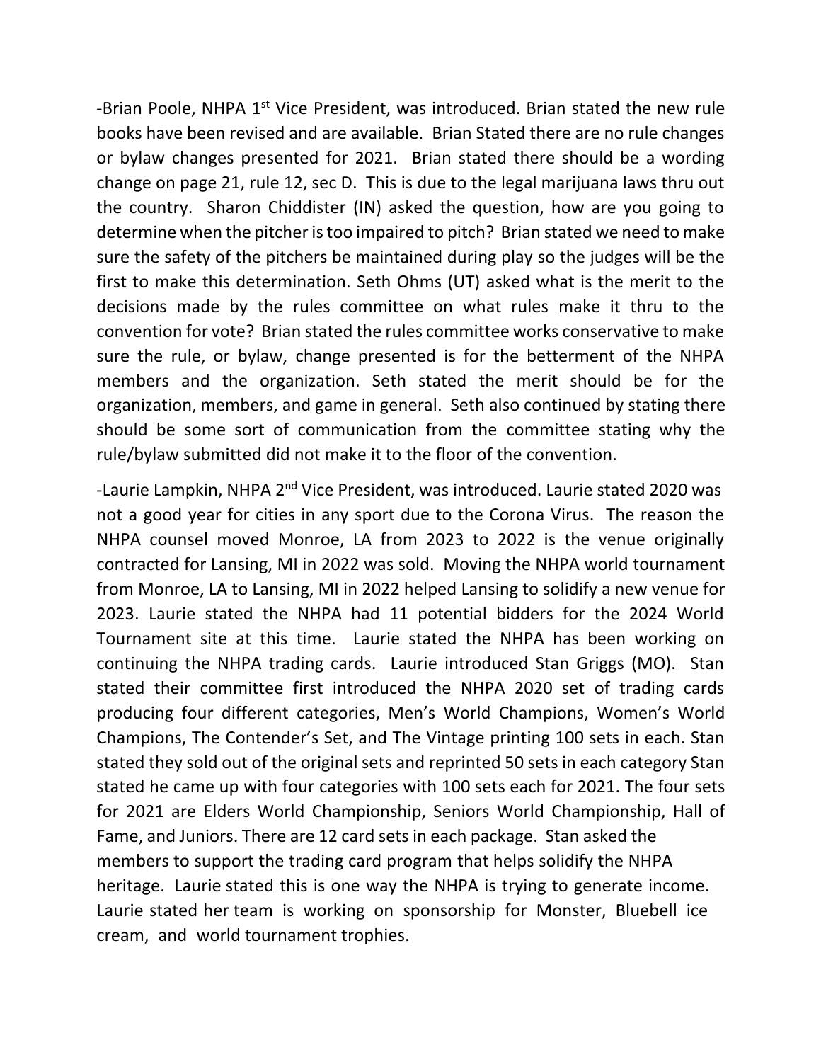-Brian Poole, NHPA 1st Vice President, was introduced. Brian stated the new rule books have been revised and are available. Brian Stated there are no rule changes or bylaw changes presented for 2021. Brian stated there should be a wording change on page 21, rule 12, sec D. This is due to the legal marijuana laws thru out the country. Sharon Chiddister (IN) asked the question, how are you going to determine when the pitcher is too impaired to pitch? Brian stated we need to make sure the safety of the pitchers be maintained during play so the judges will be the first to make this determination. Seth Ohms (UT) asked what is the merit to the decisions made by the rules committee on what rules make it thru to the convention for vote? Brian stated the rules committee works conservative to make sure the rule, or bylaw, change presented is for the betterment of the NHPA members and the organization. Seth stated the merit should be for the organization, members, and game in general. Seth also continued by stating there should be some sort of communication from the committee stating why the rule/bylaw submitted did not make it to the floor of the convention.

-Laurie Lampkin, NHPA 2nd Vice President, was introduced. Laurie stated 2020 was not a good year for cities in any sport due to the Corona Virus. The reason the NHPA counsel moved Monroe, LA from 2023 to 2022 is the venue originally contracted for Lansing, MI in 2022 was sold. Moving the NHPA world tournament from Monroe, LA to Lansing, MI in 2022 helped Lansing to solidify a new venue for 2023. Laurie stated the NHPA had 11 potential bidders for the 2024 World Tournament site at this time. Laurie stated the NHPA has been working on continuing the NHPA trading cards. Laurie introduced Stan Griggs (MO). Stan stated their committee first introduced the NHPA 2020 set of trading cards producing four different categories, Men's World Champions, Women's World Champions, The Contender's Set, and The Vintage printing 100 sets in each. Stan stated they sold out of the original sets and reprinted 50 sets in each category Stan stated he came up with four categories with 100 sets each for 2021. The four sets for 2021 are Elders World Championship, Seniors World Championship, Hall of Fame, and Juniors. There are 12 card sets in each package. Stan asked the members to support the trading card program that helps solidify the NHPA heritage. Laurie stated this is one way the NHPA is trying to generate income. Laurie stated her team is working on sponsorship for Monster, Bluebell ice cream, and world tournament trophies.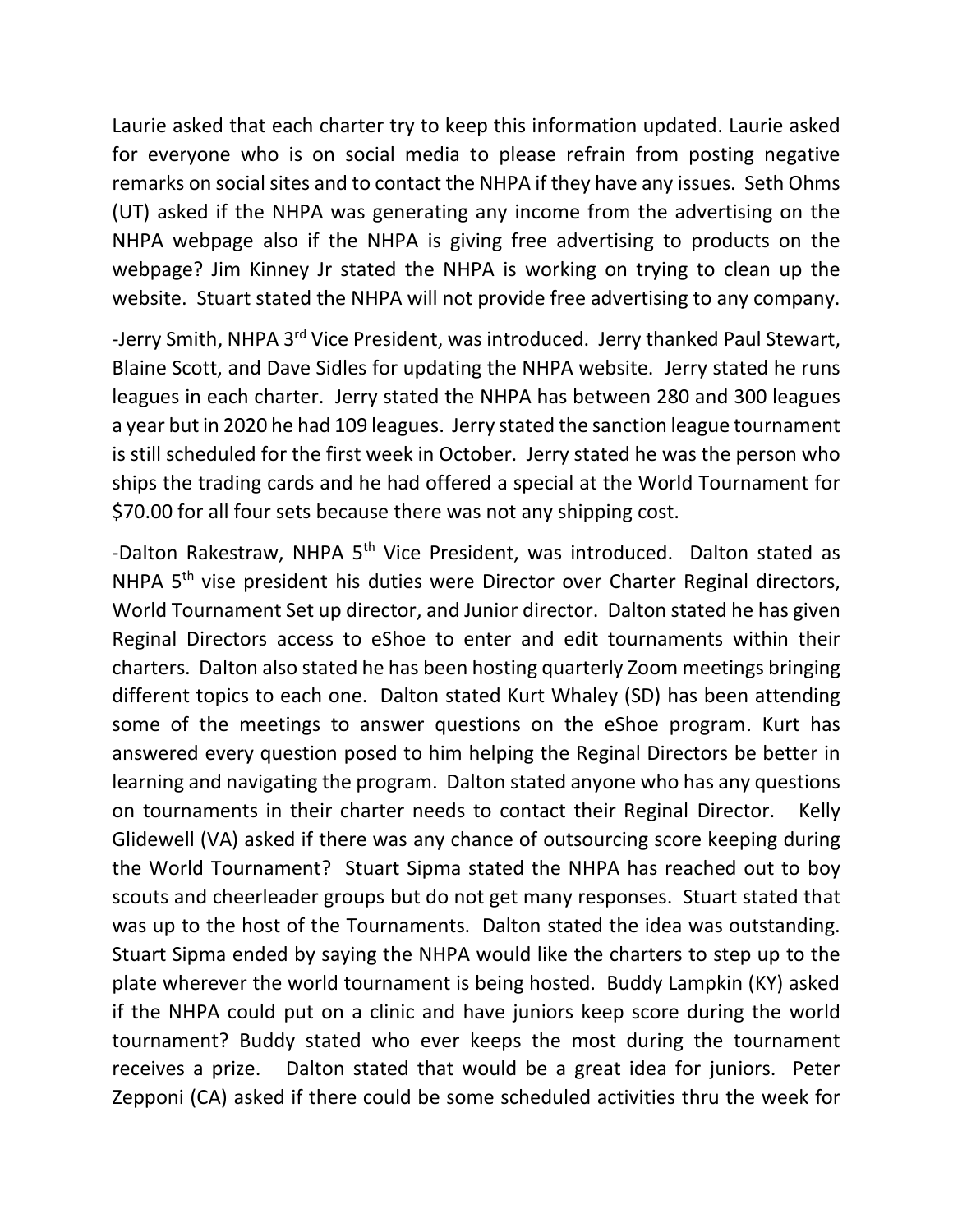Laurie asked that each charter try to keep this information updated. Laurie asked for everyone who is on social media to please refrain from posting negative remarks on social sites and to contact the NHPA if they have any issues. Seth Ohms (UT) asked if the NHPA was generating any income from the advertising on the NHPA webpage also if the NHPA is giving free advertising to products on the webpage? Jim Kinney Jr stated the NHPA is working on trying to clean up the website. Stuart stated the NHPA will not provide free advertising to any company.

-Jerry Smith, NHPA 3rd Vice President, was introduced. Jerry thanked Paul Stewart, Blaine Scott, and Dave Sidles for updating the NHPA website. Jerry stated he runs leagues in each charter. Jerry stated the NHPA has between 280 and 300 leagues a year but in 2020 he had 109 leagues. Jerry stated the sanction league tournament is still scheduled for the first week in October. Jerry stated he was the person who ships the trading cards and he had offered a special at the World Tournament for $70.00 for all four sets because there was not any shipping cost.

-Dalton Rakestraw, NHPA 5th Vice President, was introduced. Dalton stated as NHPA 5th vise president his duties were Director over Charter Reginal directors, World Tournament Set up director, and Junior director. Dalton stated he has given Reginal Directors access to eShoe to enter and edit tournaments within their charters. Dalton also stated he has been hosting quarterly Zoom meetings bringing different topics to each one. Dalton stated Kurt Whaley (SD) has been attending some of the meetings to answer questions on the eShoe program. Kurt has answered every question posed to him helping the Reginal Directors be better in learning and navigating the program. Dalton stated anyone who has any questions on tournaments in their charter needs to contact their Reginal Director. Kelly Glidewell (VA) asked if there was any chance of outsourcing score keeping during the World Tournament? Stuart Sipma stated the NHPA has reached out to boy scouts and cheerleader groups but do not get many responses. Stuart stated that was up to the host of the Tournaments. Dalton stated the idea was outstanding. Stuart Sipma ended by saying the NHPA would like the charters to step up to the plate wherever the world tournament is being hosted. Buddy Lampkin (KY) asked if the NHPA could put on a clinic and have juniors keep score during the world tournament? Buddy stated who ever keeps the most during the tournament receives a prize. Dalton stated that would be a great idea for juniors. Peter Zepponi (CA) asked if there could be some scheduled activities thru the week for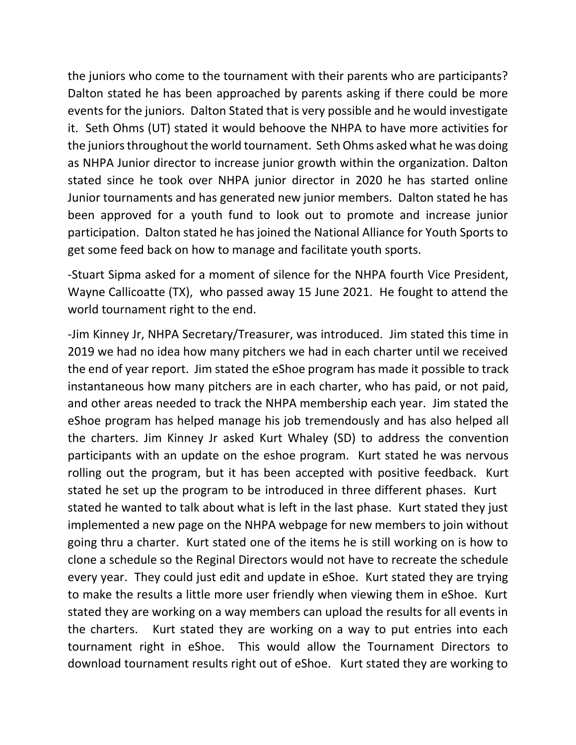the juniors who come to the tournament with their parents who are participants? Dalton stated he has been approached by parents asking if there could be more events for the juniors. Dalton Stated that is very possible and he would investigate it. Seth Ohms (UT) stated it would behoove the NHPA to have more activities for the juniors throughout the world tournament. Seth Ohms asked what he was doing as NHPA Junior director to increase junior growth within the organization. Dalton stated since he took over NHPA junior director in 2020 he has started online Junior tournaments and has generated new junior members. Dalton stated he has been approved for a youth fund to look out to promote and increase junior participation. Dalton stated he has joined the National Alliance for Youth Sports to get some feed back on how to manage and facilitate youth sports.

-Stuart Sipma asked for a moment of silence for the NHPA fourth Vice President, Wayne Callicoatte (TX), who passed away 15 June 2021. He fought to attend the world tournament right to the end.

-Jim Kinney Jr, NHPA Secretary/Treasurer, was introduced. Jim stated this time in 2019 we had no idea how many pitchers we had in each charter until we received the end of year report. Jim stated the eShoe program has made it possible to track instantaneous how many pitchers are in each charter, who has paid, or not paid, and other areas needed to track the NHPA membership each year. Jim stated the eShoe program has helped manage his job tremendously and has also helped all the charters. Jim Kinney Jr asked Kurt Whaley (SD) to address the convention participants with an update on the eshoe program. Kurt stated he was nervous rolling out the program, but it has been accepted with positive feedback. Kurt stated he set up the program to be introduced in three different phases. Kurt stated he wanted to talk about what is left in the last phase. Kurt stated they just implemented a new page on the NHPA webpage for new members to join without going thru a charter. Kurt stated one of the items he is still working on is how to clone a schedule so the Reginal Directors would not have to recreate the schedule every year. They could just edit and update in eShoe. Kurt stated they are trying to make the results a little more user friendly when viewing them in eShoe. Kurt stated they are working on a way members can upload the results for all events in the charters. Kurt stated they are working on a way to put entries into each tournament right in eShoe. This would allow the Tournament Directors to download tournament results right out of eShoe. Kurt stated they are working to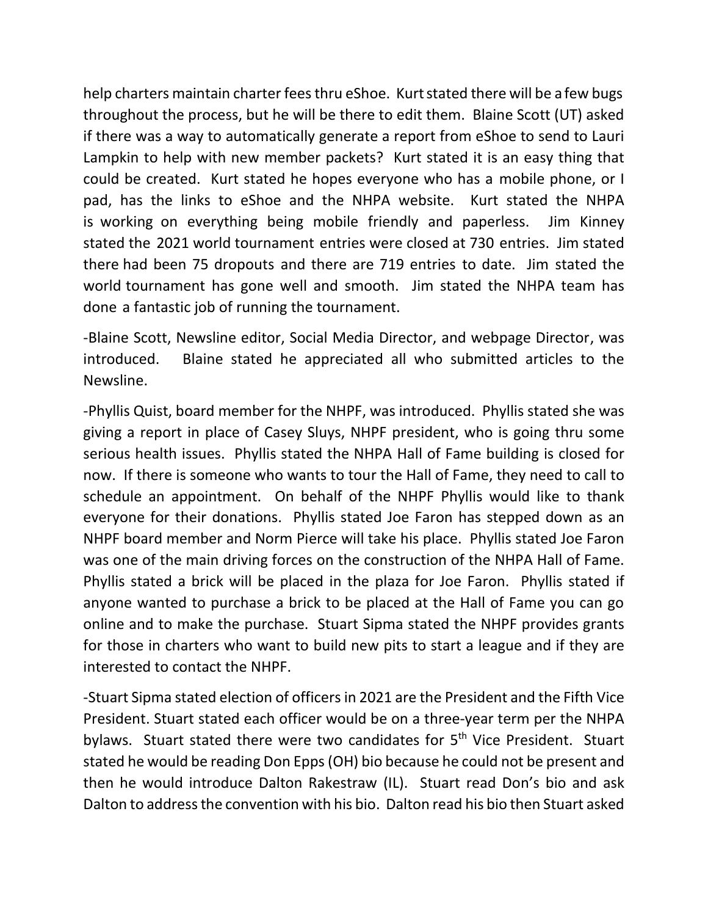help charters maintain charter fees thru eShoe. Kurt stated there will be a few bugs throughout the process, but he will be there to edit them. Blaine Scott (UT) asked if there was a way to automatically generate a report from eShoe to send to Lauri Lampkin to help with new member packets? Kurt stated it is an easy thing that could be created. Kurt stated he hopes everyone who has a mobile phone, or I pad, has the links to eShoe and the NHPA website. Kurt stated the NHPA is working on everything being mobile friendly and paperless. Jim Kinney stated the 2021 world tournament entries were closed at 730 entries. Jim stated there had been 75 dropouts and there are 719 entries to date. Jim stated the world tournament has gone well and smooth. Jim stated the NHPA team has done a fantastic job of running the tournament.

-Blaine Scott, Newsline editor, Social Media Director, and webpage Director, was introduced. Blaine stated he appreciated all who submitted articles to the Newsline.

-Phyllis Quist, board member for the NHPF, was introduced. Phyllis stated she was giving a report in place of Casey Sluys, NHPF president, who is going thru some serious health issues. Phyllis stated the NHPA Hall of Fame building is closed for now. If there is someone who wants to tour the Hall of Fame, they need to call to schedule an appointment. On behalf of the NHPF Phyllis would like to thank everyone for their donations. Phyllis stated Joe Faron has stepped down as an NHPF board member and Norm Pierce will take his place. Phyllis stated Joe Faron was one of the main driving forces on the construction of the NHPA Hall of Fame. Phyllis stated a brick will be placed in the plaza for Joe Faron. Phyllis stated if anyone wanted to purchase a brick to be placed at the Hall of Fame you can go online and to make the purchase. Stuart Sipma stated the NHPF provides grants for those in charters who want to build new pits to start a league and if they are interested to contact the NHPF.

-Stuart Sipma stated election of officers in 2021 are the President and the Fifth Vice President. Stuart stated each officer would be on a three-year term per the NHPA bylaws. Stuart stated there were two candidates for 5th Vice President. Stuart stated he would be reading Don Epps (OH) bio because he could not be present and then he would introduce Dalton Rakestraw (IL). Stuart read Don's bio and ask Dalton to address the convention with his bio. Dalton read his bio then Stuart asked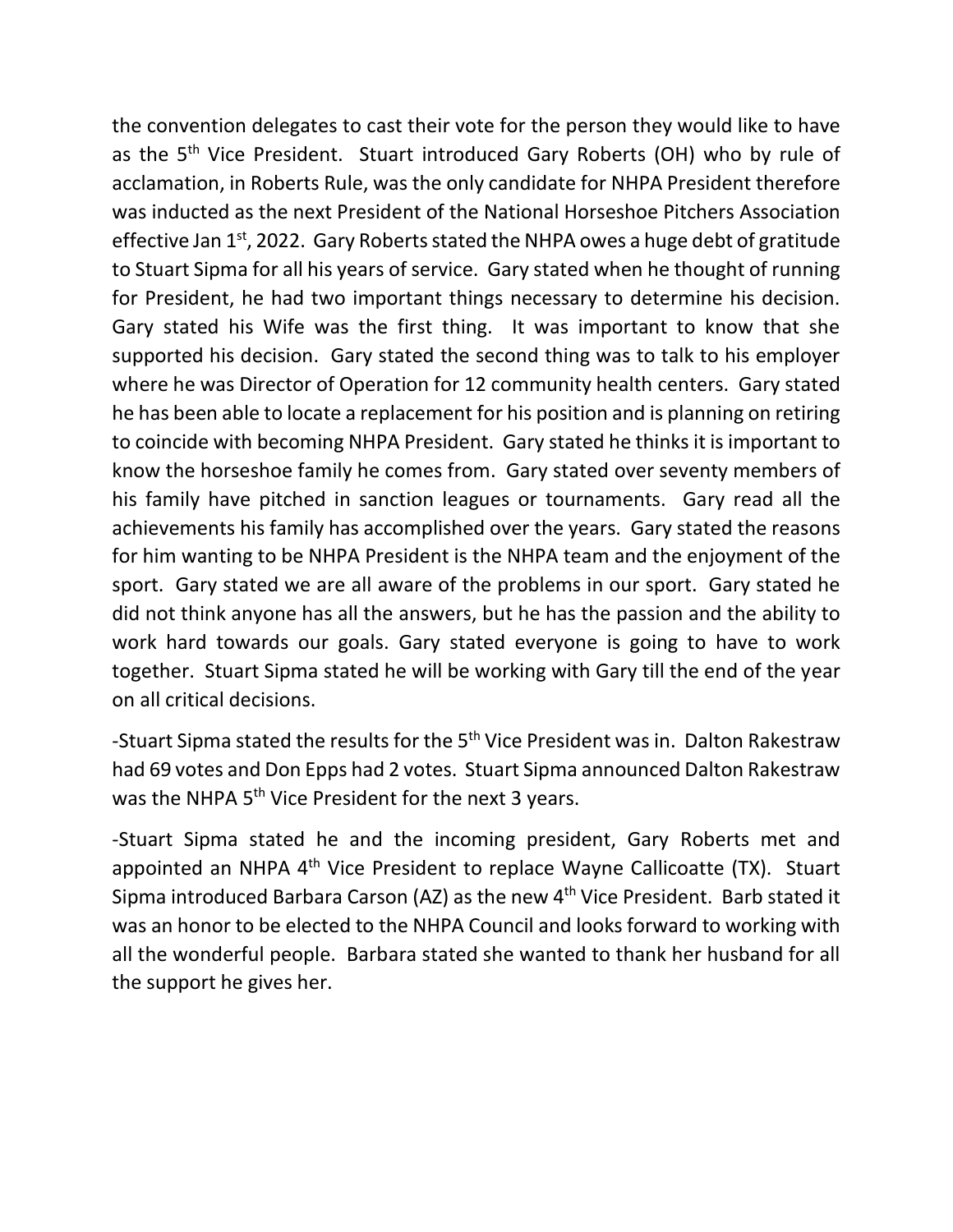the convention delegates to cast their vote for the person they would like to have as the 5th Vice President. Stuart introduced Gary Roberts (OH) who by rule of acclamation, in Roberts Rule, was the only candidate for NHPA President therefore was inducted as the next President of the National Horseshoe Pitchers Association effective Jan 1st, 2022. Gary Roberts stated the NHPA owes a huge debt of gratitude to Stuart Sipma for all his years of service. Gary stated when he thought of running for President, he had two important things necessary to determine his decision. Gary stated his Wife was the first thing. It was important to know that she supported his decision. Gary stated the second thing was to talk to his employer where he was Director of Operation for 12 community health centers. Gary stated he has been able to locate a replacement for his position and is planning on retiring to coincide with becoming NHPA President. Gary stated he thinks it is important to know the horseshoe family he comes from. Gary stated over seventy members of his family have pitched in sanction leagues or tournaments. Gary read all the achievements his family has accomplished over the years. Gary stated the reasons for him wanting to be NHPA President is the NHPA team and the enjoyment of the sport. Gary stated we are all aware of the problems in our sport. Gary stated he did not think anyone has all the answers, but he has the passion and the ability to work hard towards our goals. Gary stated everyone is going to have to work together. Stuart Sipma stated he will be working with Gary till the end of the year on all critical decisions.

-Stuart Sipma stated the results for the 5th Vice President was in. Dalton Rakestraw had 69 votes and Don Epps had 2 votes. Stuart Sipma announced Dalton Rakestraw was the NHPA 5th Vice President for the next 3 years.

-Stuart Sipma stated he and the incoming president, Gary Roberts met and appointed an NHPA 4th Vice President to replace Wayne Callicoatte (TX). Stuart Sipma introduced Barbara Carson (AZ) as the new 4th Vice President. Barb stated it was an honor to be elected to the NHPA Council and looks forward to working with all the wonderful people. Barbara stated she wanted to thank her husband for all the support he gives her.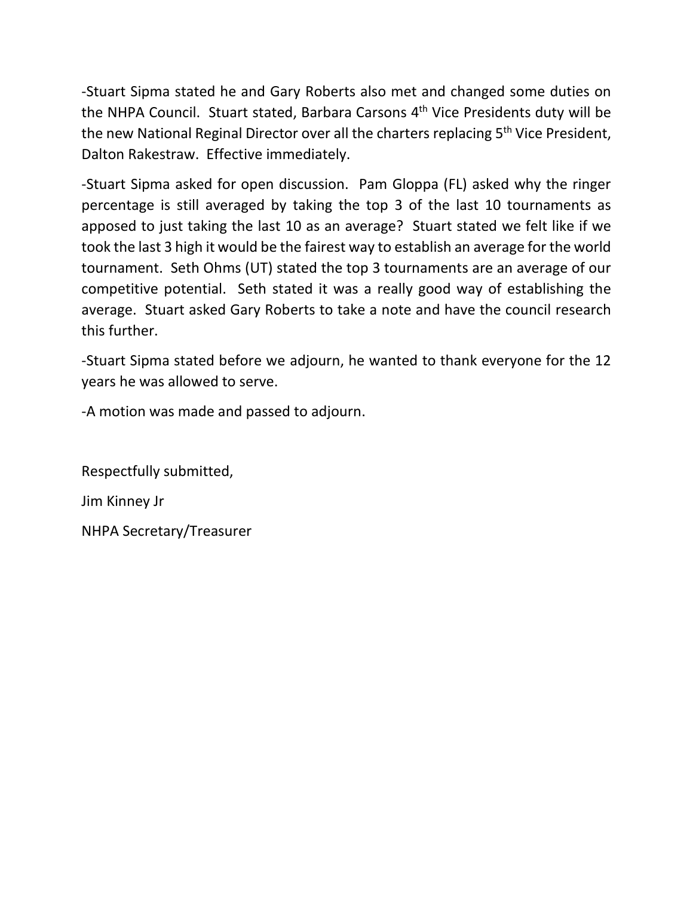-Stuart Sipma stated he and Gary Roberts also met and changed some duties on the NHPA Council. Stuart stated, Barbara Carsons 4th Vice Presidents duty will be the new National Reginal Director over all the charters replacing 5th Vice President, Dalton Rakestraw. Effective immediately.

-Stuart Sipma asked for open discussion. Pam Gloppa (FL) asked why the ringer percentage is still averaged by taking the top 3 of the last 10 tournaments as apposed to just taking the last 10 as an average? Stuart stated we felt like if we took the last 3 high it would be the fairest way to establish an average for the world tournament. Seth Ohms (UT) stated the top 3 tournaments are an average of our competitive potential. Seth stated it was a really good way of establishing the average. Stuart asked Gary Roberts to take a note and have the council research this further.

-Stuart Sipma stated before we adjourn, he wanted to thank everyone for the 12 years he was allowed to serve.

-A motion was made and passed to adjourn.

Respectfully submitted,

Jim Kinney Jr

NHPA Secretary/Treasurer